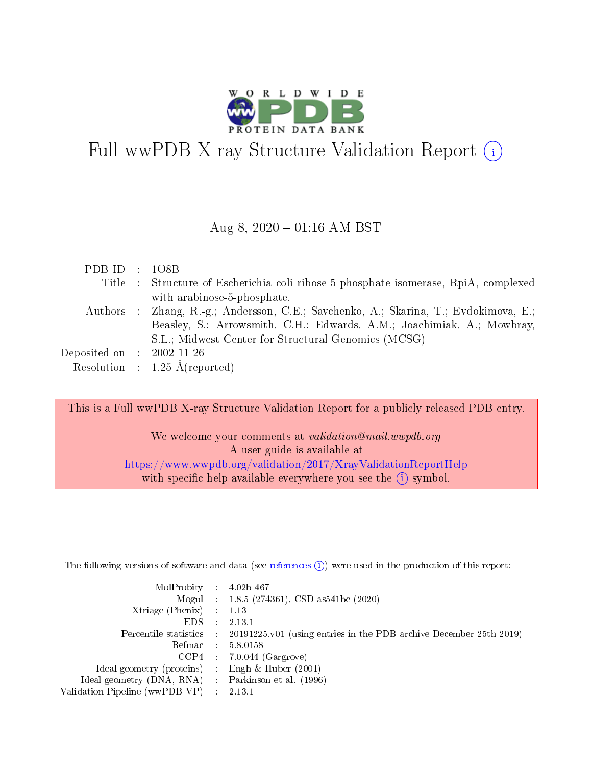# Full wwPDB X-ray Structure Validation Report (i)

Aug 8, 2020 – 01:16 AM BST

| | | |
|---|---|---|
| PDB ID | : | 1O8B |
| Title | : | Structure of Escherichia coli ribose-5-phosphate isomerase, RpiA, complexed with arabinose-5-phosphate. |
| Authors | : | Zhang, R.-g.; Andersson, C.E.; Savchenko, A.; Skarina, T.; Evdokimova, E.; Beasley, S.; Arrowsmith, C.H.; Edwards, A.M.; Joachimiak, A.; Mowbray, S.L.; Midwest Center for Structural Genomics (MCSG) |
| Deposited on | : | 2002-11-26 |
| Resolution | : | 1.25 Å(reported) |

This is a Full wwPDB X-ray Structure Validation Report for a publicly released PDB entry.

We welcome your comments at *validation@mail.wwpdb.org*
A user guide is available at
https://www.wwpdb.org/validation/2017/XrayValidationReportHelp
with specific help available everywhere you see the (i) symbol.

---

The following versions of software and data (see references (i)) were used in the production of this report:

| | | |
|---|---|---|
| MolProbity | : | 4.02b-467 |
| Mogul | : | 1.8.5 (274361), CSD as541be (2020) |
| Xtriage (Phenix) | : | 1.13 |
| EDS | : | 2.13.1 |
| Percentile statistics | : | 20191225.v01 (using entries in the PDB archive December 25th 2019) |
| Refmac | : | 5.8.0158 |
| CCP4 | : | 7.0.044 (Gargrove) |
| Ideal geometry (proteins) | : | Engh & Huber (2001) |
| Ideal geometry (DNA, RNA) | : | Parkinson et al. (1996) |
| Validation Pipeline (wwPDB-VP) | : | 2.13.1 |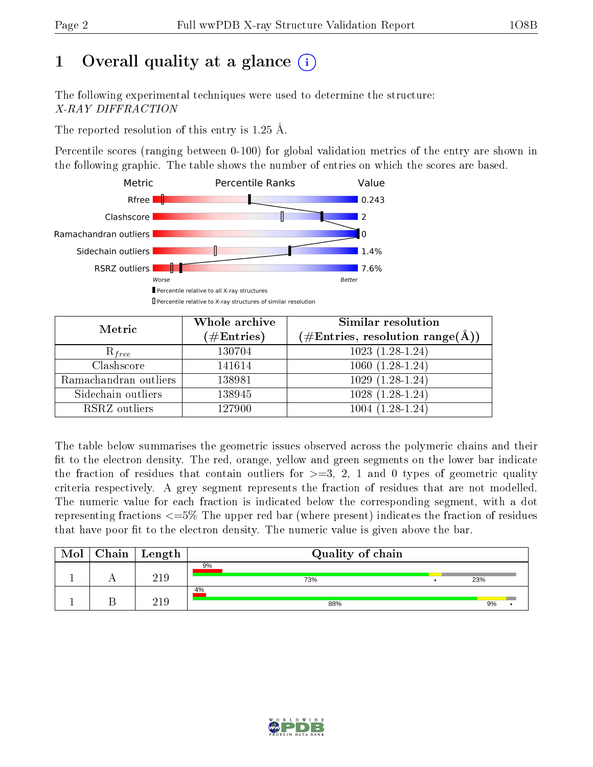# 1 Overall quality at a glance

The following experimental techniques were used to determine the structure:
*X-RAY DIFFRACTION*

The reported resolution of this entry is 1.25 Å.

Percentile scores (ranging between 0-100) for global validation metrics of the entry are shown in the following graphic. The table shows the number of entries on which the scores are based.

| Metric | Value |
|---|---|
| Rfree | 0.243 |
| Clashscore | 2 |
| Ramachandran outliers | 0 |
| Sidechain outliers | 1.4% |
| RSRZ outliers | 7.6% |

| Metric | Whole archive (#Entries) | Similar resolution (#Entries, resolution range(Å)) |
|---|---|---|
| $R_{free}$ | 130704 | 1023 (1.28-1.24) |
| Clashscore | 141614 | 1060 (1.28-1.24) |
| Ramachandran outliers | 138981 | 1029 (1.28-1.24) |
| Sidechain outliers | 138945 | 1028 (1.28-1.24) |
| RSRZ outliers | 127900 | 1004 (1.28-1.24) |

The table below summarises the geometric issues observed across the polymeric chains and their fit to the electron density. The red, orange, yellow and green segments on the lower bar indicate the fraction of residues that contain outliers for >=3, 2, 1 and 0 types of geometric quality criteria respectively. A grey segment represents the fraction of residues that are not modelled. The numeric value for each fraction is indicated below the corresponding segment, with a dot representing fractions <=5% The upper red bar (where present) indicates the fraction of residues that have poor fit to the electron density. The numeric value is given above the bar.

| Mol | Chain | Length | Quality of chain |
|---|---|---|---|
| 1 | A | 219 | 9% / 73% • 23% |
| 1 | B | 219 | 4% / 88% 9% • |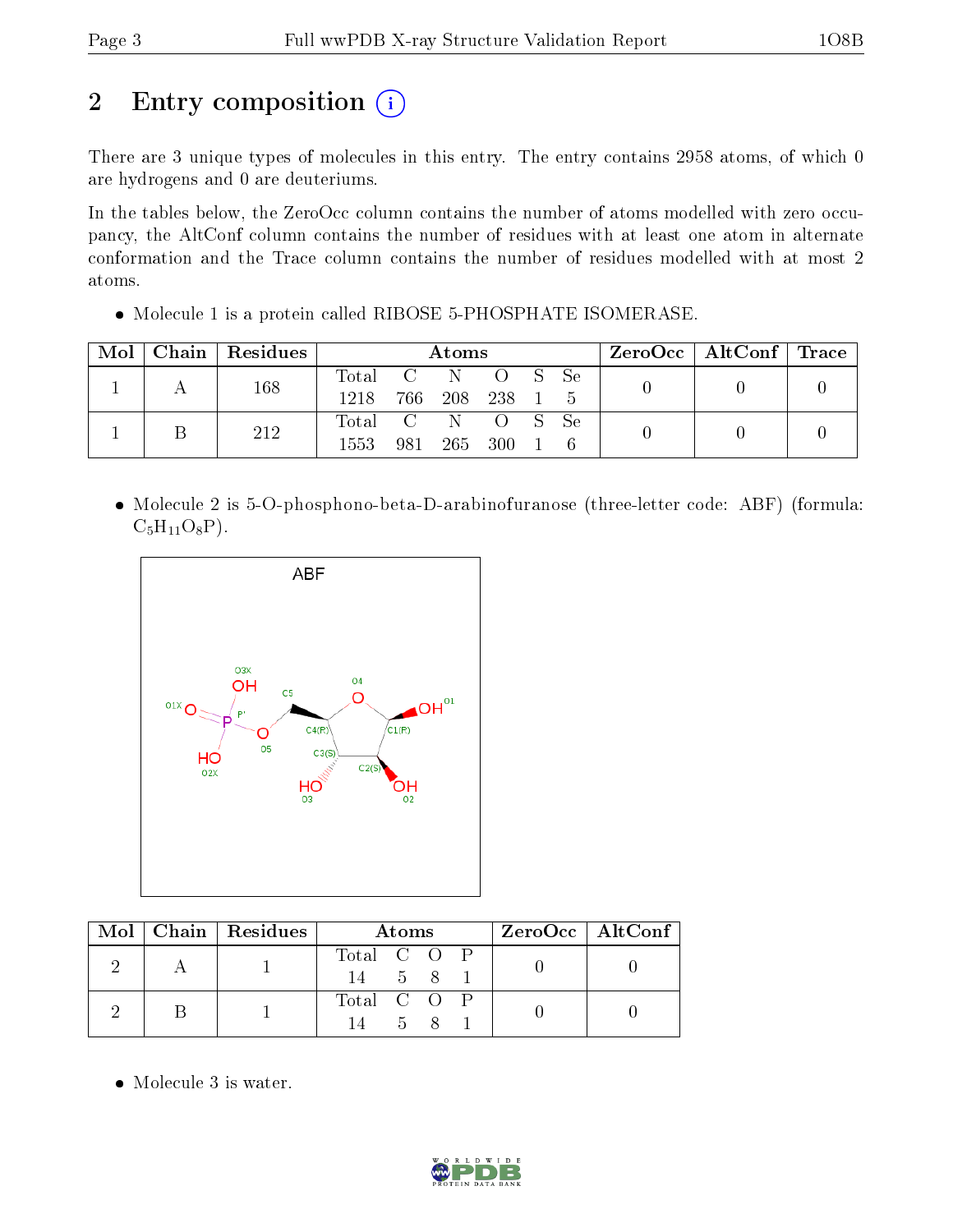# 2 Entry composition

There are 3 unique types of molecules in this entry. The entry contains 2958 atoms, of which 0 are hydrogens and 0 are deuteriums.

In the tables below, the ZeroOcc column contains the number of atoms modelled with zero occupancy, the AltConf column contains the number of residues with at least one atom in alternate conformation and the Trace column contains the number of residues modelled with at most 2 atoms.

- Molecule 1 is a protein called RIBOSE 5-PHOSPHATE ISOMERASE.

| Mol | Chain | Residues | Atoms | | | | | | ZeroOcc | AltConf | Trace |
|---|---|---|---|---|---|---|---|---|---|---|---|
| 1 | A | 168 | Total 1218 | C 766 | N 208 | O 238 | S 1 | Se 5 | 0 | 0 | 0 |
| 1 | B | 212 | Total 1553 | C 981 | N 265 | O 300 | S 1 | Se 6 | 0 | 0 | 0 |

- Molecule 2 is 5-O-phosphono-beta-D-arabinofuranose (three-letter code: ABF) (formula: $C_5H_{11}O_8P$).

| Mol | Chain | Residues | Atoms | | | | ZeroOcc | AltConf |
|---|---|---|---|---|---|---|---|---|
| 2 | A | 1 | Total 14 | C 5 | O 8 | P 1 | 0 | 0 |
| 2 | B | 1 | Total 14 | C 5 | O 8 | P 1 | 0 | 0 |

- Molecule 3 is water.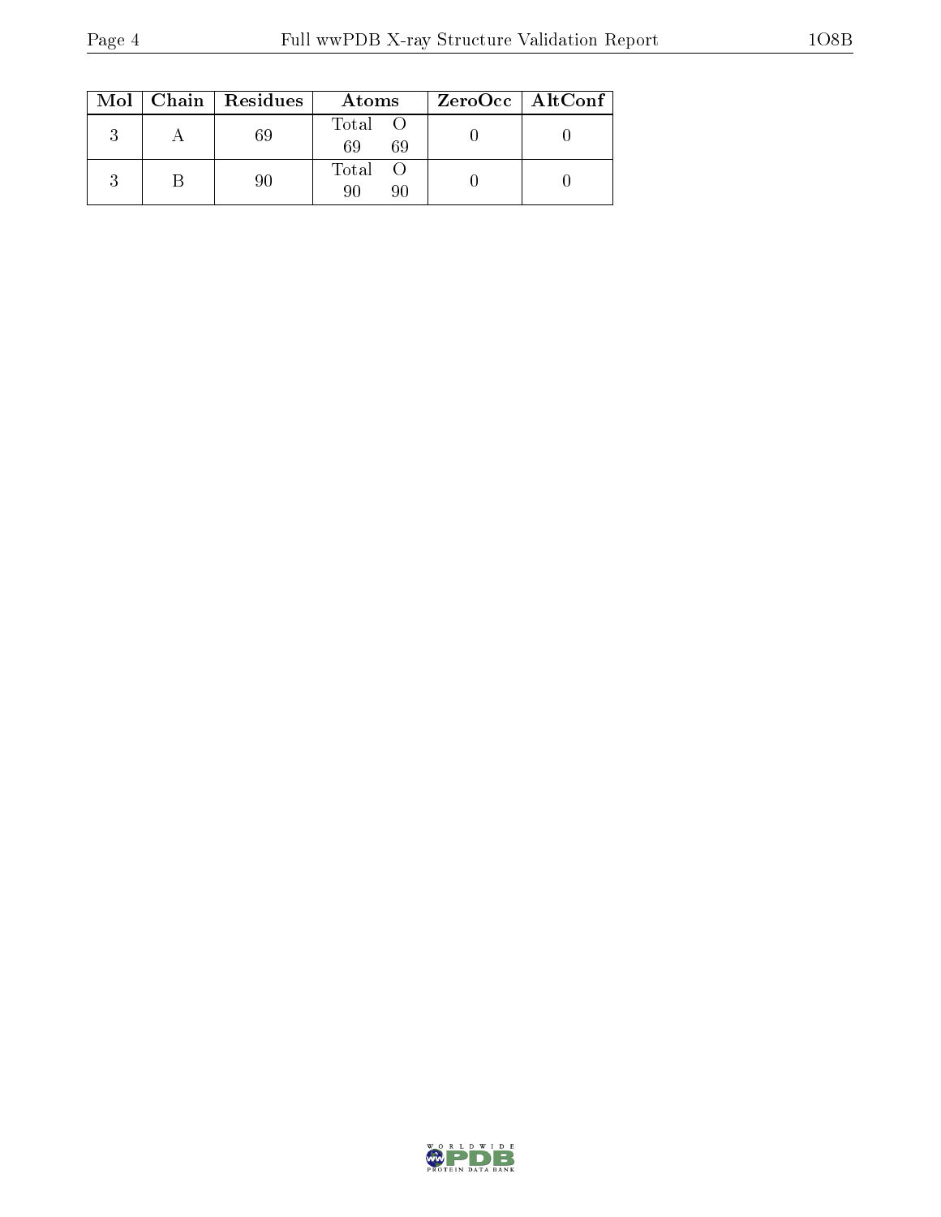| Mol | Chain | Residues | Atoms | | ZeroOcc | AltConf |
|---|---|---|---|---|---|---|
| 3 | A | 69 | Total<br>69 | O<br>69 | 0 | 0 |
| 3 | B | 90 | Total<br>90 | O<br>90 | 0 | 0 |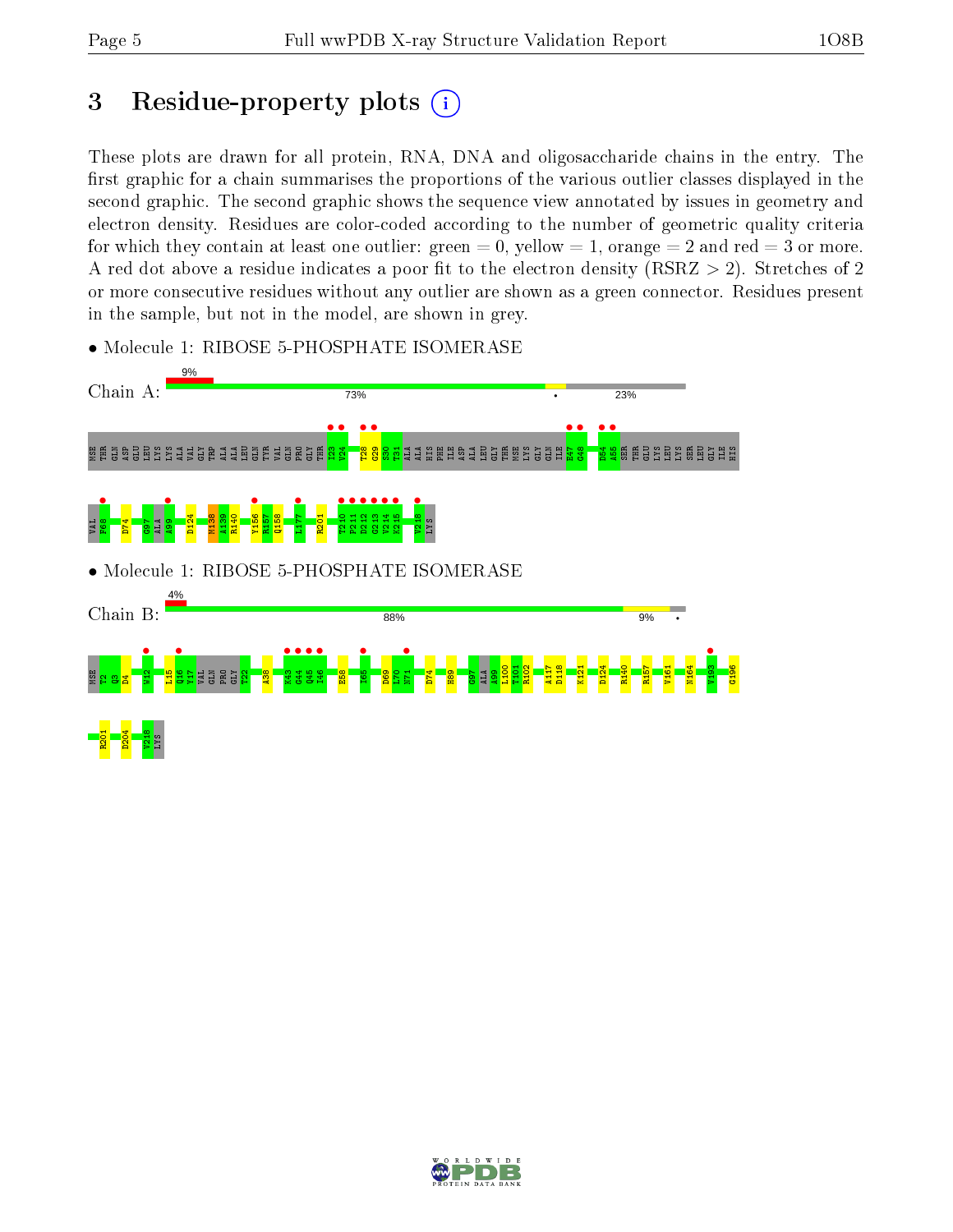# 3 Residue-property plots

These plots are drawn for all protein, RNA, DNA and oligosaccharide chains in the entry. The first graphic for a chain summarises the proportions of the various outlier classes displayed in the second graphic. The second graphic shows the sequence view annotated by issues in geometry and electron density. Residues are color-coded according to the number of geometric quality criteria for which they contain at least one outlier: green = 0, yellow = 1, orange = 2 and red = 3 or more. A red dot above a residue indicates a poor fit to the electron density (RSRZ > 2). Stretches of 2 or more consecutive residues without any outlier are shown as a green connector. Residues present in the sample, but not in the model, are shown in grey.

- Molecule 1: RIBOSE 5-PHOSPHATE ISOMERASE

Chain A: 9% | 73% | • | 23%

MSE THR GLN ASP GLU LEU LYS LYS ALA VAL GLY TRP ALA ALA LEU GLN TYR VAL GLN PRO GLY THR I23 V24 T28 G29 S30 T31 ALA ALA HIS PHE ILE ASP ALA LEU GLY THR MSE LYS GLY GLN ILE E47 G48 D54 A55 SER THR GLU LYS LEU LYS SER LEU GLY ILE HIS VAL F68 D74 G97 ALA A99 D124 M138 A139 R140 Y156 R157 Q158 L177 R201 T210 P211 D212 G213 V214 K215 V218 LYS

- Molecule 1: RIBOSE 5-PHOSPHATE ISOMERASE

Chain B: 4% | 88% | 9% | •

MSE T2 Q3 D4 W12 L15 Q16 Y17 VAL GLN PRO GLY T22 A38 K43 G44 Q45 I46 E58 I65 D69 L70 N71 D74 H89 G97 ALA A99 L100 T101 R102 A117 D118 K121 D124 R140 R157 V161 N164 V193 G196 R201 D204 V218 LYS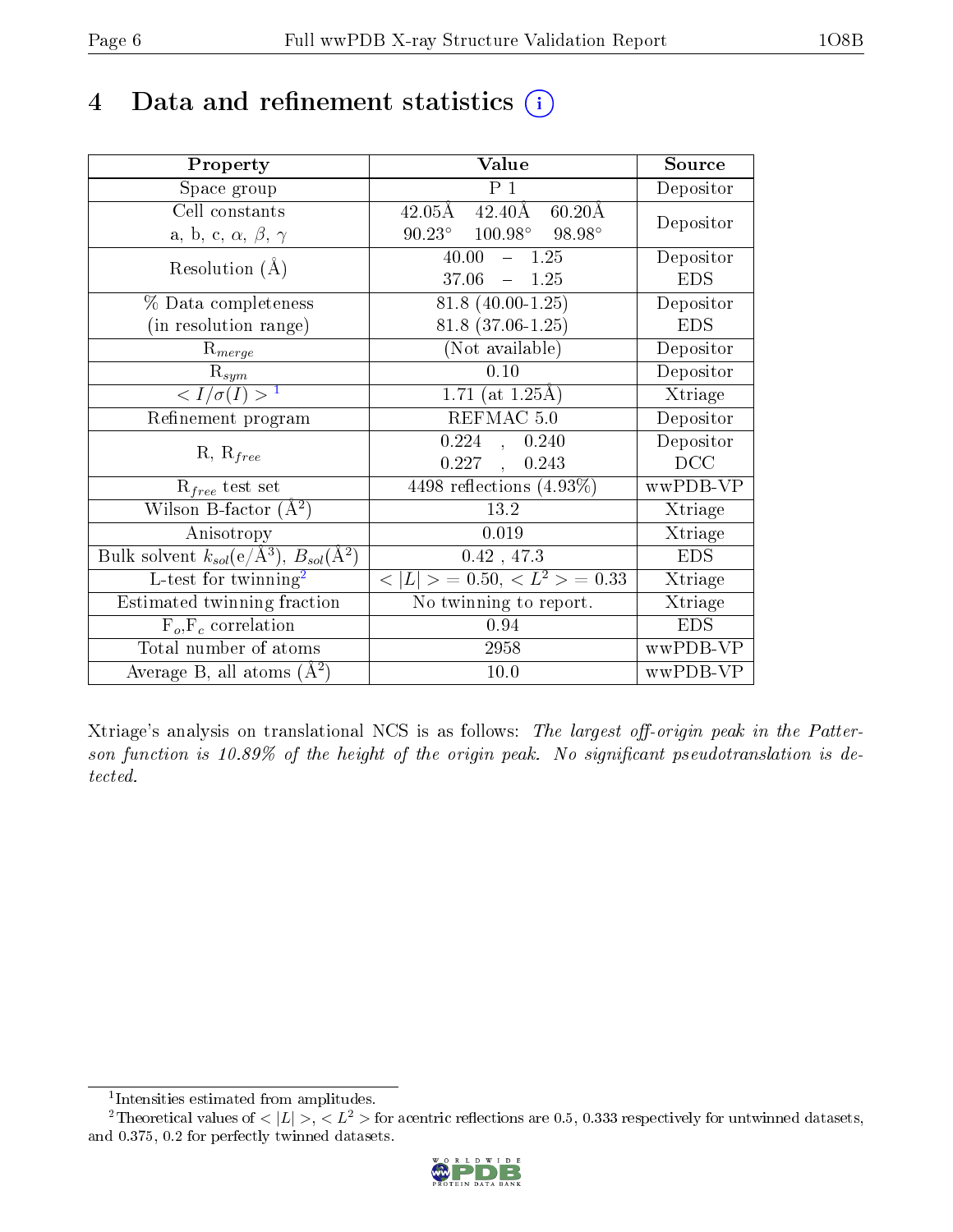# 4 Data and refinement statistics (i)

| Property | Value | Source |
|---|---|---|
| Space group | P 1 | Depositor |
| Cell constants<br>a, b, c, $\alpha$, $\beta$, $\gamma$ | 42.05Å 42.40Å 60.20Å<br>90.23° 100.98° 98.98° | Depositor |
| Resolution (Å) | 40.00 – 1.25<br>37.06 – 1.25 | Depositor<br>EDS |
| % Data completeness<br>(in resolution range) | 81.8 (40.00-1.25)<br>81.8 (37.06-1.25) | Depositor<br>EDS |
| $R_{merge}$ | (Not available) | Depositor |
| $R_{sym}$ | 0.10 | Depositor |
| $< I/\sigma(I) >$ [1] | 1.71 (at 1.25Å) | Xtriage |
| Refinement program | REFMAC 5.0 | Depositor |
| R, $R_{free}$ | 0.224 , 0.240<br>0.227 , 0.243 | Depositor<br>DCC |
| $R_{free}$ test set | 4498 reflections (4.93%) | wwPDB-VP |
| Wilson B-factor (Å$^2$) | 13.2 | Xtriage |
| Anisotropy | 0.019 | Xtriage |
| Bulk solvent $k_{sol}$(e/Å$^3$), $B_{sol}$(Å$^2$) | 0.42 , 47.3 | EDS |
| L-test for twinning[2] | $< \|L\| >$ = 0.50, $< L^2 >$ = 0.33 | Xtriage |
| Estimated twinning fraction | No twinning to report. | Xtriage |
| $F_o$,$F_c$ correlation | 0.94 | EDS |
| Total number of atoms | 2958 | wwPDB-VP |
| Average B, all atoms (Å$^2$) | 10.0 | wwPDB-VP |

Xtriage's analysis on translational NCS is as follows: *The largest off-origin peak in the Patterson function is 10.89% of the height of the origin peak. No significant pseudotranslation is detected.*

[1] Intensities estimated from amplitudes.

[2] Theoretical values of $< |L| >$, $< L^2 >$ for acentric reflections are 0.5, 0.333 respectively for untwinned datasets, and 0.375, 0.2 for perfectly twinned datasets.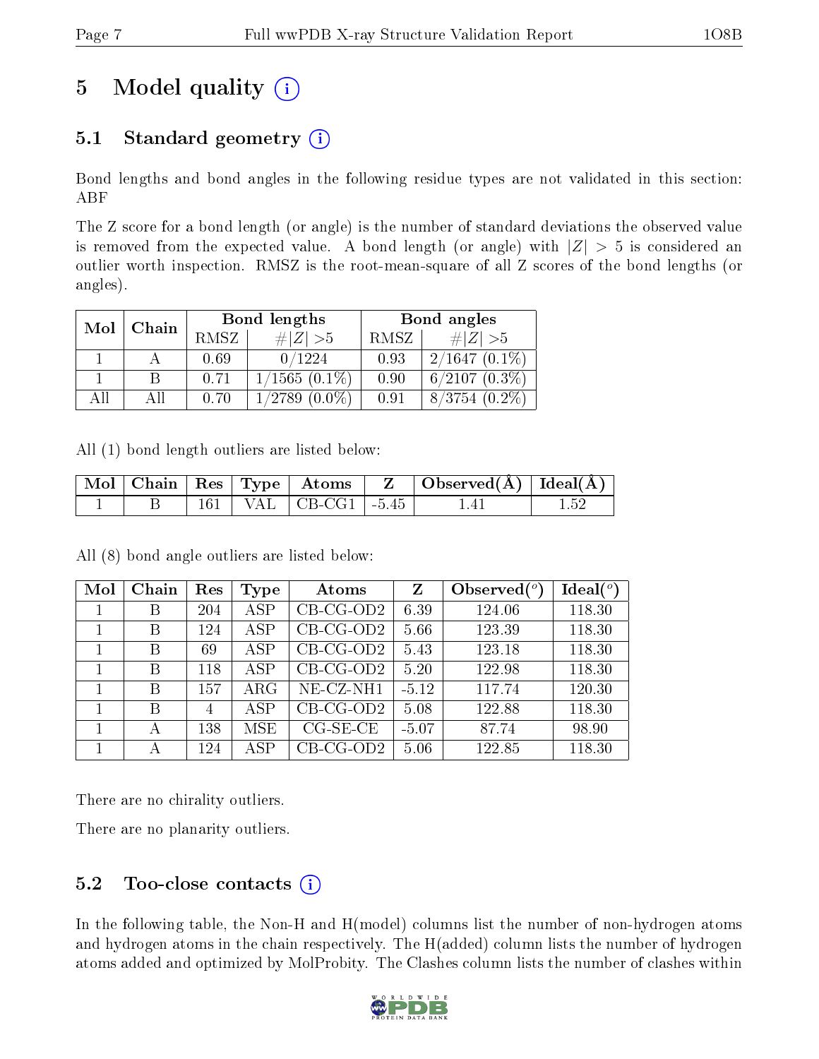# 5 Model quality (i)

## 5.1 Standard geometry (i)

Bond lengths and bond angles in the following residue types are not validated in this section: ABF

The Z score for a bond length (or angle) is the number of standard deviations the observed value is removed from the expected value. A bond length (or angle) with $|Z| > 5$ is considered an outlier worth inspection. RMSZ is the root-mean-square of all Z scores of the bond lengths (or angles).

| Mol | Chain | Bond lengths | | Bond angles | |
|---|---|---|---|---|---|
| | | RMSZ | $\#\|Z\| >5$ | RMSZ | $\#\|Z\| >5$ |
| 1 | A | 0.69 | 0/1224 | 0.93 | 2/1647 (0.1%) |
| 1 | B | 0.71 | 1/1565 (0.1%) | 0.90 | 6/2107 (0.3%) |
| All | All | 0.70 | 1/2789 (0.0%) | 0.91 | 8/3754 (0.2%) |

All (1) bond length outliers are listed below:

| Mol | Chain | Res | Type | Atoms | Z | Observed(Å) | Ideal(Å) |
|---|---|---|---|---|---|---|---|
| 1 | B | 161 | VAL | CB-CG1 | -5.45 | 1.41 | 1.52 |

All (8) bond angle outliers are listed below:

| Mol | Chain | Res | Type | Atoms | Z | Observed($^o$) | Ideal($^o$) |
|---|---|---|---|---|---|---|---|
| 1 | B | 204 | ASP | CB-CG-OD2 | 6.39 | 124.06 | 118.30 |
| 1 | B | 124 | ASP | CB-CG-OD2 | 5.66 | 123.39 | 118.30 |
| 1 | B | 69 | ASP | CB-CG-OD2 | 5.43 | 123.18 | 118.30 |
| 1 | B | 118 | ASP | CB-CG-OD2 | 5.20 | 122.98 | 118.30 |
| 1 | B | 157 | ARG | NE-CZ-NH1 | -5.12 | 117.74 | 120.30 |
| 1 | B | 4 | ASP | CB-CG-OD2 | 5.08 | 122.88 | 118.30 |
| 1 | A | 138 | MSE | CG-SE-CE | -5.07 | 87.74 | 98.90 |
| 1 | A | 124 | ASP | CB-CG-OD2 | 5.06 | 122.85 | 118.30 |

There are no chirality outliers.

There are no planarity outliers.

## 5.2 Too-close contacts (i)

In the following table, the Non-H and H(model) columns list the number of non-hydrogen atoms and hydrogen atoms in the chain respectively. The H(added) column lists the number of hydrogen atoms added and optimized by MolProbity. The Clashes column lists the number of clashes within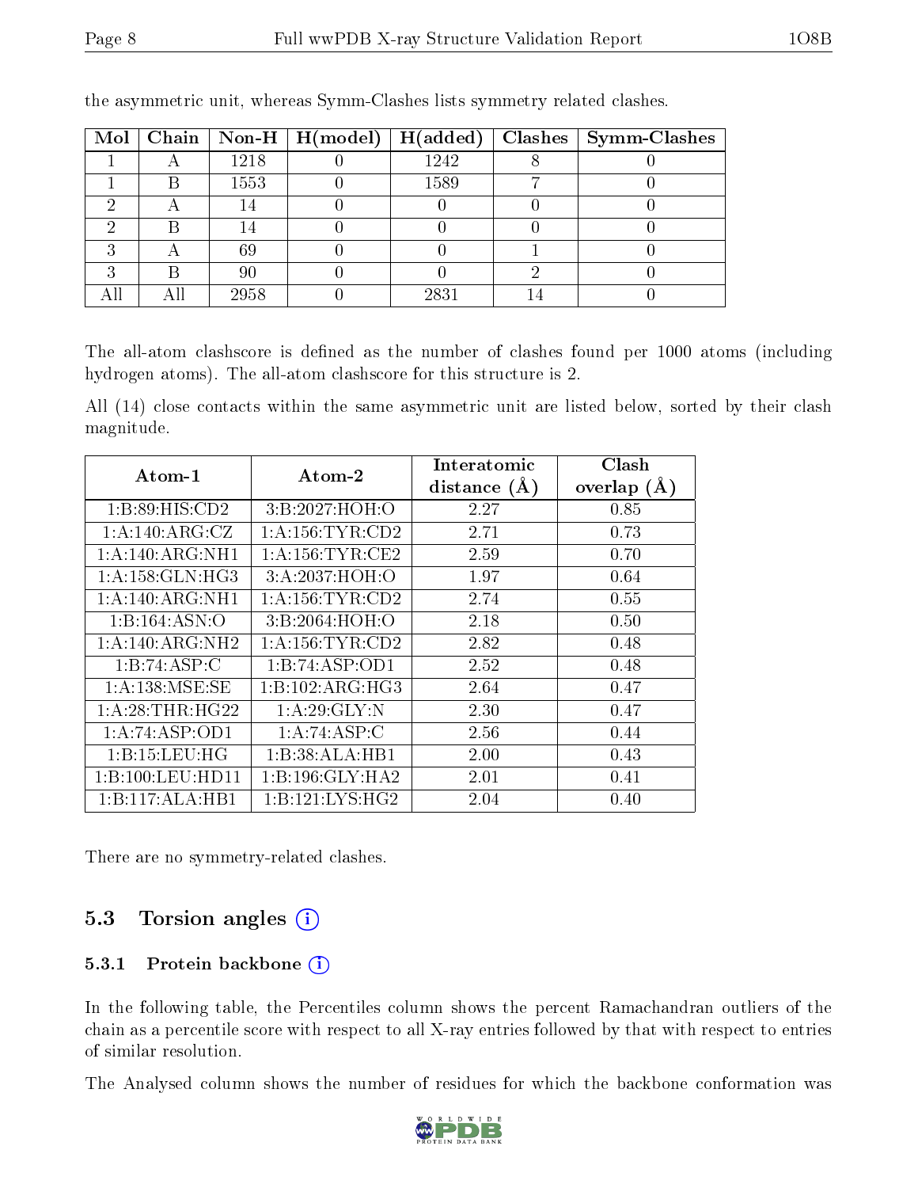the asymmetric unit, whereas Symm-Clashes lists symmetry related clashes.

| Mol | Chain | Non-H | H(model) | H(added) | Clashes | Symm-Clashes |
|---|---|---|---|---|---|---|
| 1 | A | 1218 | 0 | 1242 | 8 | 0 |
| 1 | B | 1553 | 0 | 1589 | 7 | 0 |
| 2 | A | 14 | 0 | 0 | 0 | 0 |
| 2 | B | 14 | 0 | 0 | 0 | 0 |
| 3 | A | 69 | 0 | 0 | 1 | 0 |
| 3 | B | 90 | 0 | 0 | 2 | 0 |
| All | All | 2958 | 0 | 2831 | 14 | 0 |

The all-atom clashscore is defined as the number of clashes found per 1000 atoms (including hydrogen atoms). The all-atom clashscore for this structure is 2.

All (14) close contacts within the same asymmetric unit are listed below, sorted by their clash magnitude.

| Atom-1 | Atom-2 | Interatomic distance (Å) | Clash overlap (Å) |
|---|---|---|---|
| 1:B:89:HIS:CD2 | 3:B:2027:HOH:O | 2.27 | 0.85 |
| 1:A:140:ARG:CZ | 1:A:156:TYR:CD2 | 2.71 | 0.73 |
| 1:A:140:ARG:NH1 | 1:A:156:TYR:CE2 | 2.59 | 0.70 |
| 1:A:158:GLN:HG3 | 3:A:2037:HOH:O | 1.97 | 0.64 |
| 1:A:140:ARG:NH1 | 1:A:156:TYR:CD2 | 2.74 | 0.55 |
| 1:B:164:ASN:O | 3:B:2064:HOH:O | 2.18 | 0.50 |
| 1:A:140:ARG:NH2 | 1:A:156:TYR:CD2 | 2.82 | 0.48 |
| 1:B:74:ASP:C | 1:B:74:ASP:OD1 | 2.52 | 0.48 |
| 1:A:138:MSE:SE | 1:B:102:ARG:HG3 | 2.64 | 0.47 |
| 1:A:28:THR:HG22 | 1:A:29:GLY:N | 2.30 | 0.47 |
| 1:A:74:ASP:OD1 | 1:A:74:ASP:C | 2.56 | 0.44 |
| 1:B:15:LEU:HG | 1:B:38:ALA:HB1 | 2.00 | 0.43 |
| 1:B:100:LEU:HD11 | 1:B:196:GLY:HA2 | 2.01 | 0.41 |
| 1:B:117:ALA:HB1 | 1:B:121:LYS:HG2 | 2.04 | 0.40 |

There are no symmetry-related clashes.

## 5.3 Torsion angles

### 5.3.1 Protein backbone

In the following table, the Percentiles column shows the percent Ramachandran outliers of the chain as a percentile score with respect to all X-ray entries followed by that with respect to entries of similar resolution.

The Analysed column shows the number of residues for which the backbone conformation was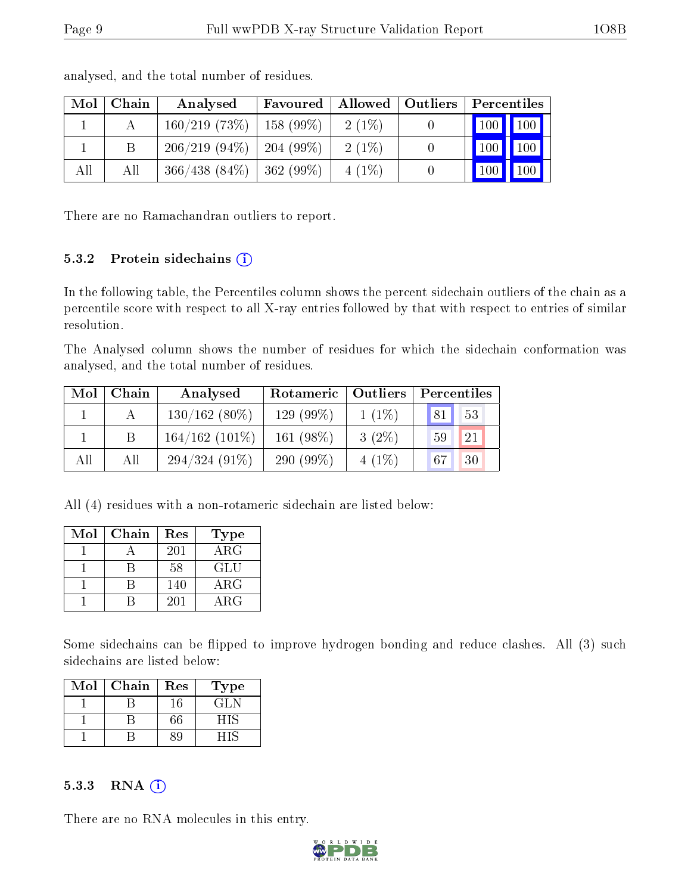analysed, and the total number of residues.

| Mol | Chain | Analysed | Favoured | Allowed | Outliers | Percentiles | |
|---|---|---|---|---|---|---|---|
| 1 | A | 160/219 (73%) | 158 (99%) | 2 (1%) | 0 | 100 | 100 |
| 1 | B | 206/219 (94%) | 204 (99%) | 2 (1%) | 0 | 100 | 100 |
| All | All | 366/438 (84%) | 362 (99%) | 4 (1%) | 0 | 100 | 100 |

There are no Ramachandran outliers to report.

### 5.3.2 Protein sidechains

In the following table, the Percentiles column shows the percent sidechain outliers of the chain as a percentile score with respect to all X-ray entries followed by that with respect to entries of similar resolution.

The Analysed column shows the number of residues for which the sidechain conformation was analysed, and the total number of residues.

| Mol | Chain | Analysed | Rotameric | Outliers | Percentiles | |
|---|---|---|---|---|---|---|
| 1 | A | 130/162 (80%) | 129 (99%) | 1 (1%) | 81 | 53 |
| 1 | B | 164/162 (101%) | 161 (98%) | 3 (2%) | 59 | 21 |
| All | All | 294/324 (91%) | 290 (99%) | 4 (1%) | 67 | 30 |

All (4) residues with a non-rotameric sidechain are listed below:

| Mol | Chain | Res | Type |
|---|---|---|---|
| 1 | A | 201 | ARG |
| 1 | B | 58 | GLU |
| 1 | B | 140 | ARG |
| 1 | B | 201 | ARG |

Some sidechains can be flipped to improve hydrogen bonding and reduce clashes. All (3) such sidechains are listed below:

| Mol | Chain | Res | Type |
|---|---|---|---|
| 1 | B | 16 | GLN |
| 1 | B | 66 | HIS |
| 1 | B | 89 | HIS |

### 5.3.3 RNA

There are no RNA molecules in this entry.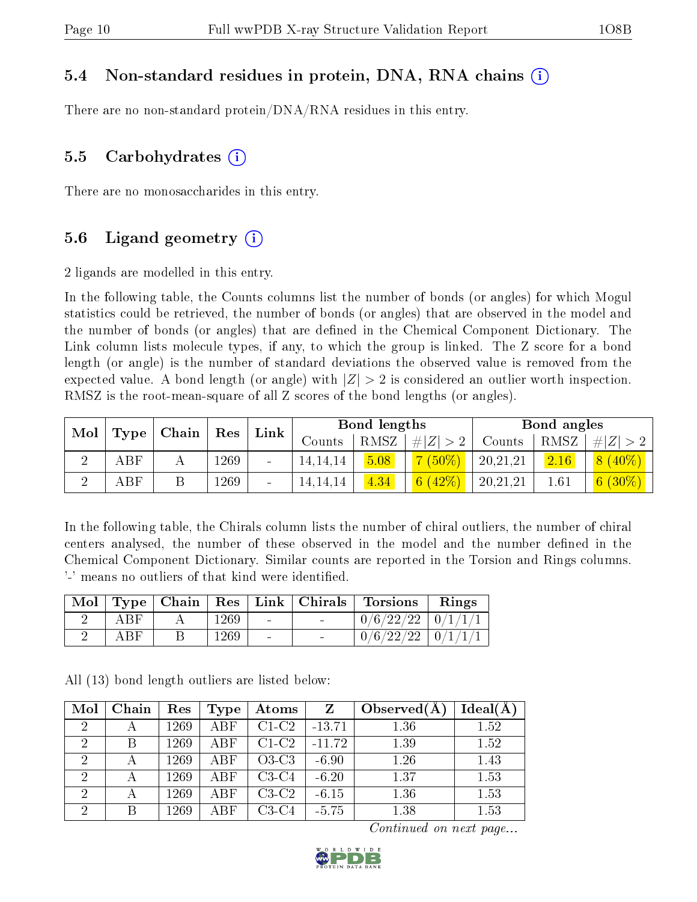### 5.4 Non-standard residues in protein, DNA, RNA chains (i)

There are no non-standard protein/DNA/RNA residues in this entry.

### 5.5 Carbohydrates (i)

There are no monosaccharides in this entry.

### 5.6 Ligand geometry (i)

2 ligands are modelled in this entry.

In the following table, the Counts columns list the number of bonds (or angles) for which Mogul statistics could be retrieved, the number of bonds (or angles) that are observed in the model and the number of bonds (or angles) that are defined in the Chemical Component Dictionary. The Link column lists molecule types, if any, to which the group is linked. The Z score for a bond length (or angle) is the number of standard deviations the observed value is removed from the expected value. A bond length (or angle) with $|Z| > 2$ is considered an outlier worth inspection. RMSZ is the root-mean-square of all Z scores of the bond lengths (or angles).

| Mol | Type | Chain | Res | Link | Bond lengths | | | Bond angles | | |
|---|---|---|---|---|---|---|---|---|---|---|
| | | | | | Counts | RMSZ | $\#\|Z\|>2$ | Counts | RMSZ | $\#\|Z\|>2$ |
| 2 | ABF | A | 1269 | - | 14,14,14 | 5.08 | 7 (50%) | 20,21,21 | 2.16 | 8 (40%) |
| 2 | ABF | B | 1269 | - | 14,14,14 | 4.34 | 6 (42%) | 20,21,21 | 1.61 | 6 (30%) |

In the following table, the Chirals column lists the number of chiral outliers, the number of chiral centers analysed, the number of these observed in the model and the number defined in the Chemical Component Dictionary. Similar counts are reported in the Torsion and Rings columns. '-' means no outliers of that kind were identified.

| Mol | Type | Chain | Res | Link | Chirals | Torsions | Rings |
|---|---|---|---|---|---|---|---|
| 2 | ABF | A | 1269 | - | - | 0/6/22/22 | 0/1/1/1 |
| 2 | ABF | B | 1269 | - | - | 0/6/22/22 | 0/1/1/1 |

All (13) bond length outliers are listed below:

| Mol | Chain | Res | Type | Atoms | Z | Observed(Å) | Ideal(Å) |
|---|---|---|---|---|---|---|---|
| 2 | A | 1269 | ABF | C1-C2 | -13.71 | 1.36 | 1.52 |
| 2 | B | 1269 | ABF | C1-C2 | -11.72 | 1.39 | 1.52 |
| 2 | A | 1269 | ABF | O3-C3 | -6.90 | 1.26 | 1.43 |
| 2 | A | 1269 | ABF | C3-C4 | -6.20 | 1.37 | 1.53 |
| 2 | A | 1269 | ABF | C3-C2 | -6.15 | 1.36 | 1.53 |
| 2 | B | 1269 | ABF | C3-C4 | -5.75 | 1.38 | 1.53 |

*Continued on next page...*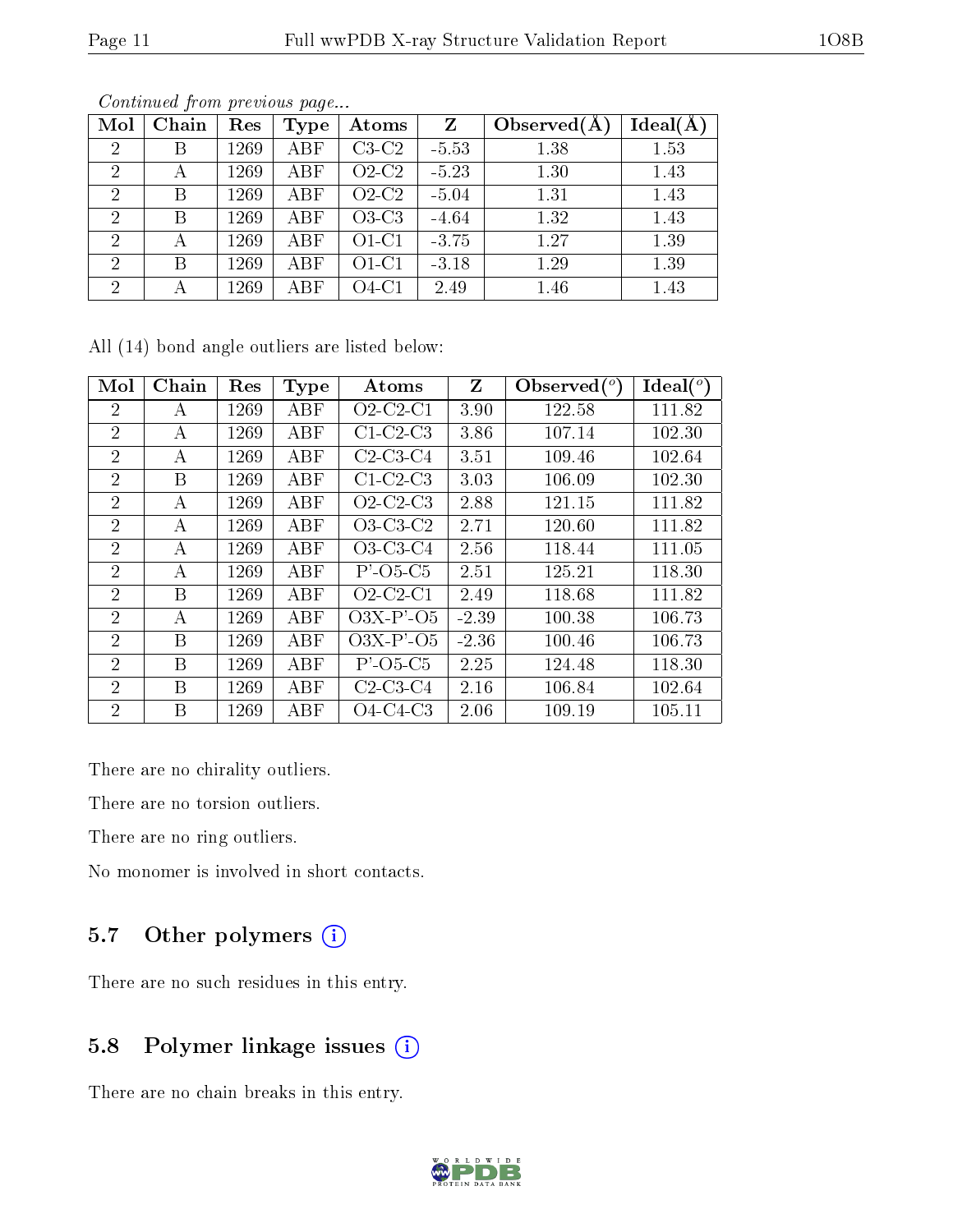*Continued from previous page...*

| Mol | Chain | Res | Type | Atoms | Z | Observed(Å) | Ideal(Å) |
|---|---|---|---|---|---|---|---|
| 2 | B | 1269 | ABF | C3-C2 | -5.53 | 1.38 | 1.53 |
| 2 | A | 1269 | ABF | O2-C2 | -5.23 | 1.30 | 1.43 |
| 2 | B | 1269 | ABF | O2-C2 | -5.04 | 1.31 | 1.43 |
| 2 | B | 1269 | ABF | O3-C3 | -4.64 | 1.32 | 1.43 |
| 2 | A | 1269 | ABF | O1-C1 | -3.75 | 1.27 | 1.39 |
| 2 | B | 1269 | ABF | O1-C1 | -3.18 | 1.29 | 1.39 |
| 2 | A | 1269 | ABF | O4-C1 | 2.49 | 1.46 | 1.43 |

All (14) bond angle outliers are listed below:

| Mol | Chain | Res | Type | Atoms | Z | Observed(°) | Ideal(°) |
|---|---|---|---|---|---|---|---|
| 2 | A | 1269 | ABF | O2-C2-C1 | 3.90 | 122.58 | 111.82 |
| 2 | A | 1269 | ABF | C1-C2-C3 | 3.86 | 107.14 | 102.30 |
| 2 | A | 1269 | ABF | C2-C3-C4 | 3.51 | 109.46 | 102.64 |
| 2 | B | 1269 | ABF | C1-C2-C3 | 3.03 | 106.09 | 102.30 |
| 2 | A | 1269 | ABF | O2-C2-C3 | 2.88 | 121.15 | 111.82 |
| 2 | A | 1269 | ABF | O3-C3-C2 | 2.71 | 120.60 | 111.82 |
| 2 | A | 1269 | ABF | O3-C3-C4 | 2.56 | 118.44 | 111.05 |
| 2 | A | 1269 | ABF | P'-O5-C5 | 2.51 | 125.21 | 118.30 |
| 2 | B | 1269 | ABF | O2-C2-C1 | 2.49 | 118.68 | 111.82 |
| 2 | A | 1269 | ABF | O3X-P'-O5 | -2.39 | 100.38 | 106.73 |
| 2 | B | 1269 | ABF | O3X-P'-O5 | -2.36 | 100.46 | 106.73 |
| 2 | B | 1269 | ABF | P'-O5-C5 | 2.25 | 124.48 | 118.30 |
| 2 | B | 1269 | ABF | C2-C3-C4 | 2.16 | 106.84 | 102.64 |
| 2 | B | 1269 | ABF | O4-C4-C3 | 2.06 | 109.19 | 105.11 |

There are no chirality outliers.

There are no torsion outliers.

There are no ring outliers.

No monomer is involved in short contacts.

## 5.7 Other polymers

There are no such residues in this entry.

## 5.8 Polymer linkage issues

There are no chain breaks in this entry.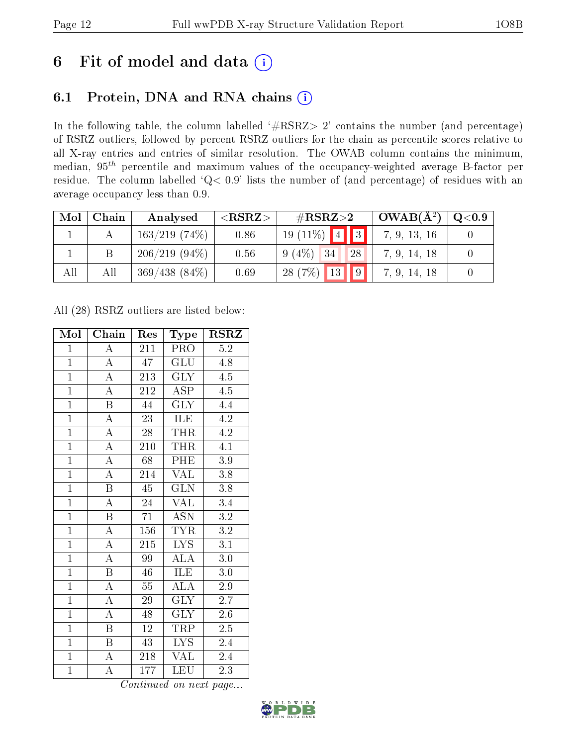# 6 Fit of model and data

## 6.1 Protein, DNA and RNA chains

In the following table, the column labelled '#RSRZ> 2' contains the number (and percentage) of RSRZ outliers, followed by percent RSRZ outliers for the chain as percentile scores relative to all X-ray entries and entries of similar resolution. The OWAB column contains the minimum, median, $95^{th}$ percentile and maximum values of the occupancy-weighted average B-factor per residue. The column labelled 'Q< 0.9' lists the number of (and percentage) of residues with an average occupancy less than 0.9.

| Mol | Chain | Analysed | <RSRZ> | #RSRZ>2 | | | OWAB(Å$^2$) | Q<0.9 |
|---|---|---|---|---|---|---|---|---|
| 1 | A | 163/219 (74%) | 0.86 | 19 (11%) | 4 | 3 | 7, 9, 13, 16 | 0 |
| 1 | B | 206/219 (94%) | 0.56 | 9 (4%) | 34 | 28 | 7, 9, 14, 18 | 0 |
| All | All | 369/438 (84%) | 0.69 | 28 (7%) | 13 | 9 | 7, 9, 14, 18 | 0 |

All (28) RSRZ outliers are listed below:

| Mol | Chain | Res | Type | RSRZ |
|---|---|---|---|---|
| 1 | A | 211 | PRO | 5.2 |
| 1 | A | 47 | GLU | 4.8 |
| 1 | A | 213 | GLY | 4.5 |
| 1 | A | 212 | ASP | 4.5 |
| 1 | B | 44 | GLY | 4.4 |
| 1 | A | 23 | ILE | 4.2 |
| 1 | A | 28 | THR | 4.2 |
| 1 | A | 210 | THR | 4.1 |
| 1 | A | 68 | PHE | 3.9 |
| 1 | A | 214 | VAL | 3.8 |
| 1 | B | 45 | GLN | 3.8 |
| 1 | A | 24 | VAL | 3.4 |
| 1 | B | 71 | ASN | 3.2 |
| 1 | A | 156 | TYR | 3.2 |
| 1 | A | 215 | LYS | 3.1 |
| 1 | A | 99 | ALA | 3.0 |
| 1 | B | 46 | ILE | 3.0 |
| 1 | A | 55 | ALA | 2.9 |
| 1 | A | 29 | GLY | 2.7 |
| 1 | A | 48 | GLY | 2.6 |
| 1 | B | 12 | TRP | 2.5 |
| 1 | B | 43 | LYS | 2.4 |
| 1 | A | 218 | VAL | 2.4 |
| 1 | A | 177 | LEU | 2.3 |

*Continued on next page...*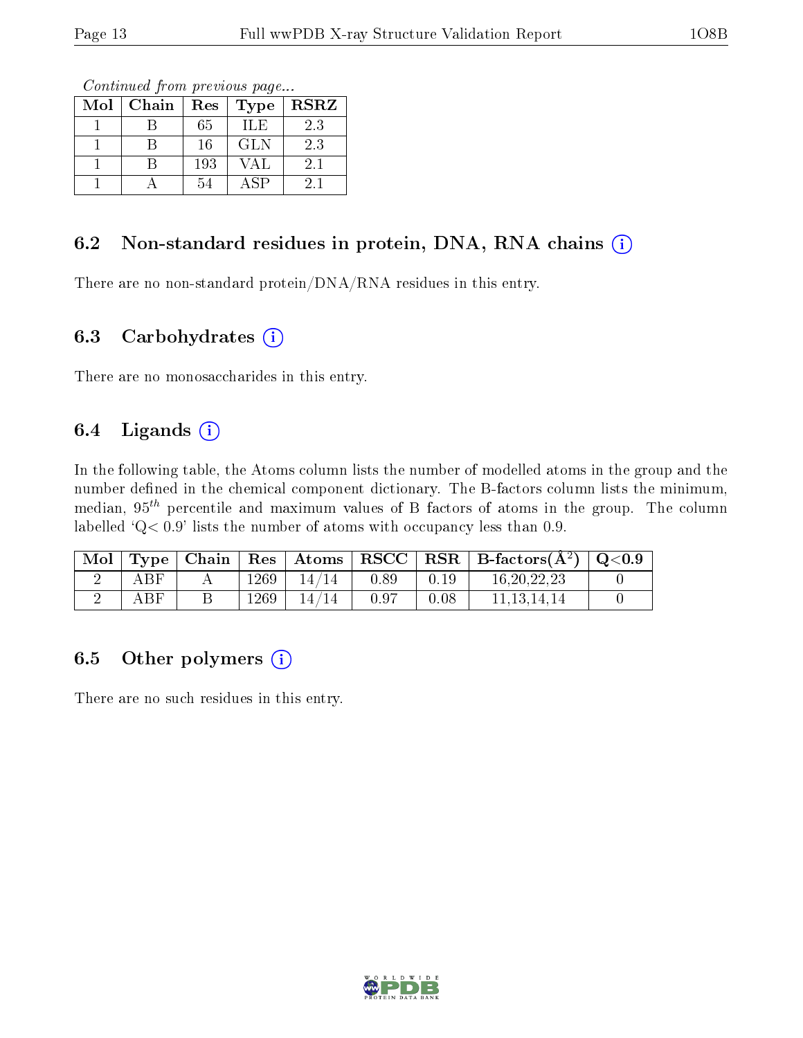*Continued from previous page...*

| Mol | Chain | Res | Type | RSRZ |
|---|---|---|---|---|
| 1 | B | 65 | ILE | 2.3 |
| 1 | B | 16 | GLN | 2.3 |
| 1 | B | 193 | VAL | 2.1 |
| 1 | A | 54 | ASP | 2.1 |

## 6.2 Non-standard residues in protein, DNA, RNA chains

There are no non-standard protein/DNA/RNA residues in this entry.

## 6.3 Carbohydrates

There are no monosaccharides in this entry.

## 6.4 Ligands

In the following table, the Atoms column lists the number of modelled atoms in the group and the number defined in the chemical component dictionary. The B-factors column lists the minimum, median, $95^{th}$ percentile and maximum values of B factors of atoms in the group. The column labelled 'Q< 0.9' lists the number of atoms with occupancy less than 0.9.

| Mol | Type | Chain | Res | Atoms | RSCC | RSR | B-factors($Å^2$) | Q<0.9 |
|---|---|---|---|---|---|---|---|---|
| 2 | ABF | A | 1269 | 14/14 | 0.89 | 0.19 | 16,20,22,23 | 0 |
| 2 | ABF | B | 1269 | 14/14 | 0.97 | 0.08 | 11,13,14,14 | 0 |

## 6.5 Other polymers

There are no such residues in this entry.